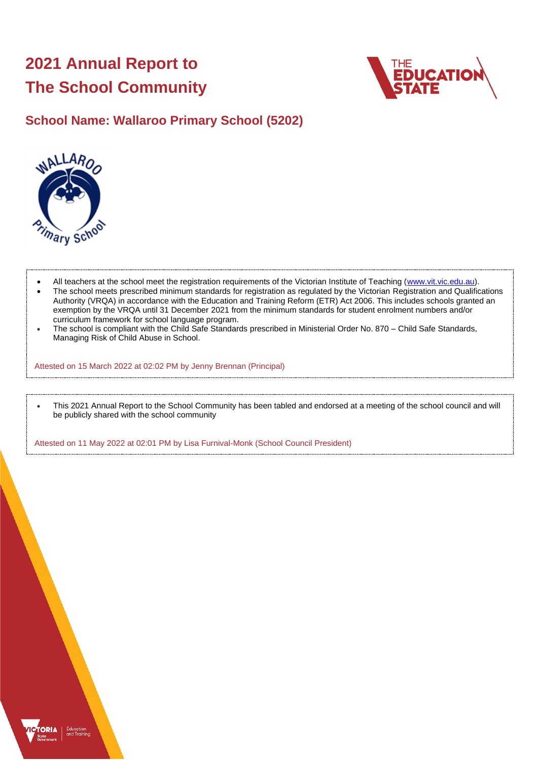# 2021 Annual Report to The School Community

## School Name: Wallaroo Primary School (5202)

- All teachers at the school meet the registration requirements of the Victorian Institute of Teaching (www.vit.vic.edu.au).
- The school meets prescribed minimum standards for registration as regulated by the Victorian Registration and Qualifications Authority (VRQA) in accordance with the Education and Training Reform (ETR) Act 2006. This includes schools granted an exemption by the VRQA until 31 December 2021 from the minimum standards for student enrolment numbers and/or curriculum framework for school language program.
- The school is compliant with the Child Safe Standards prescribed in Ministerial Order No. 870 – Child Safe Standards, Managing Risk of Child Abuse in School.

Attested on 15 March 2022 at 02:02 PM by Jenny Brennan (Principal)

- This 2021 Annual Report to the School Community has been tabled and endorsed at a meeting of the school council and will be publicly shared with the school community

Attested on 11 May 2022 at 02:01 PM by Lisa Furnival-Monk (School Council President)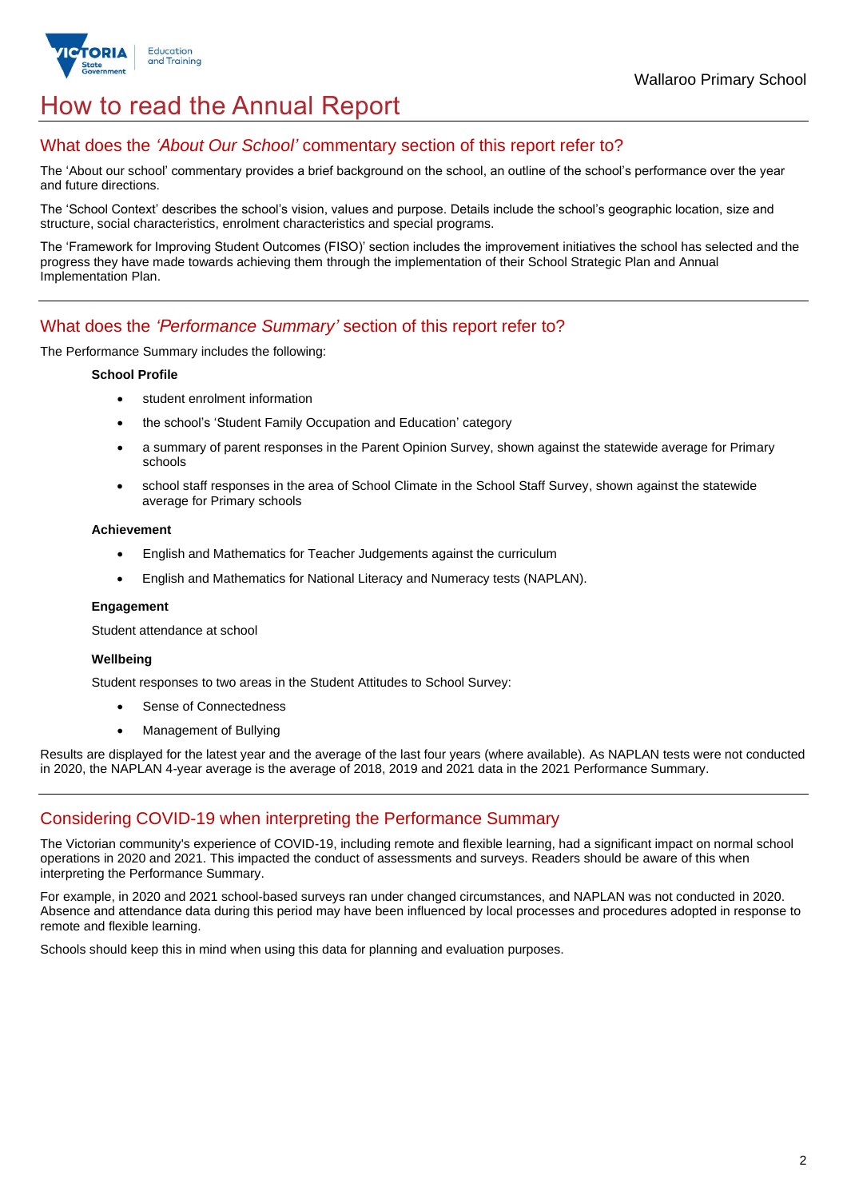# How to read the Annual Report

## What does the *'About Our School'* commentary section of this report refer to?

The 'About our school' commentary provides a brief background on the school, an outline of the school's performance over the year and future directions.

The 'School Context' describes the school's vision, values and purpose. Details include the school's geographic location, size and structure, social characteristics, enrolment characteristics and special programs.

The 'Framework for Improving Student Outcomes (FISO)' section includes the improvement initiatives the school has selected and the progress they have made towards achieving them through the implementation of their School Strategic Plan and Annual Implementation Plan.

## What does the *'Performance Summary'* section of this report refer to?

The Performance Summary includes the following:

**School Profile**

- student enrolment information
- the school's 'Student Family Occupation and Education' category
- a summary of parent responses in the Parent Opinion Survey, shown against the statewide average for Primary schools
- school staff responses in the area of School Climate in the School Staff Survey, shown against the statewide average for Primary schools

**Achievement**

- English and Mathematics for Teacher Judgements against the curriculum
- English and Mathematics for National Literacy and Numeracy tests (NAPLAN).

**Engagement**

Student attendance at school

**Wellbeing**

Student responses to two areas in the Student Attitudes to School Survey:

- Sense of Connectedness
- Management of Bullying

Results are displayed for the latest year and the average of the last four years (where available). As NAPLAN tests were not conducted in 2020, the NAPLAN 4-year average is the average of 2018, 2019 and 2021 data in the 2021 Performance Summary.

## Considering COVID-19 when interpreting the Performance Summary

The Victorian community's experience of COVID-19, including remote and flexible learning, had a significant impact on normal school operations in 2020 and 2021. This impacted the conduct of assessments and surveys. Readers should be aware of this when interpreting the Performance Summary.

For example, in 2020 and 2021 school-based surveys ran under changed circumstances, and NAPLAN was not conducted in 2020. Absence and attendance data during this period may have been influenced by local processes and procedures adopted in response to remote and flexible learning.

Schools should keep this in mind when using this data for planning and evaluation purposes.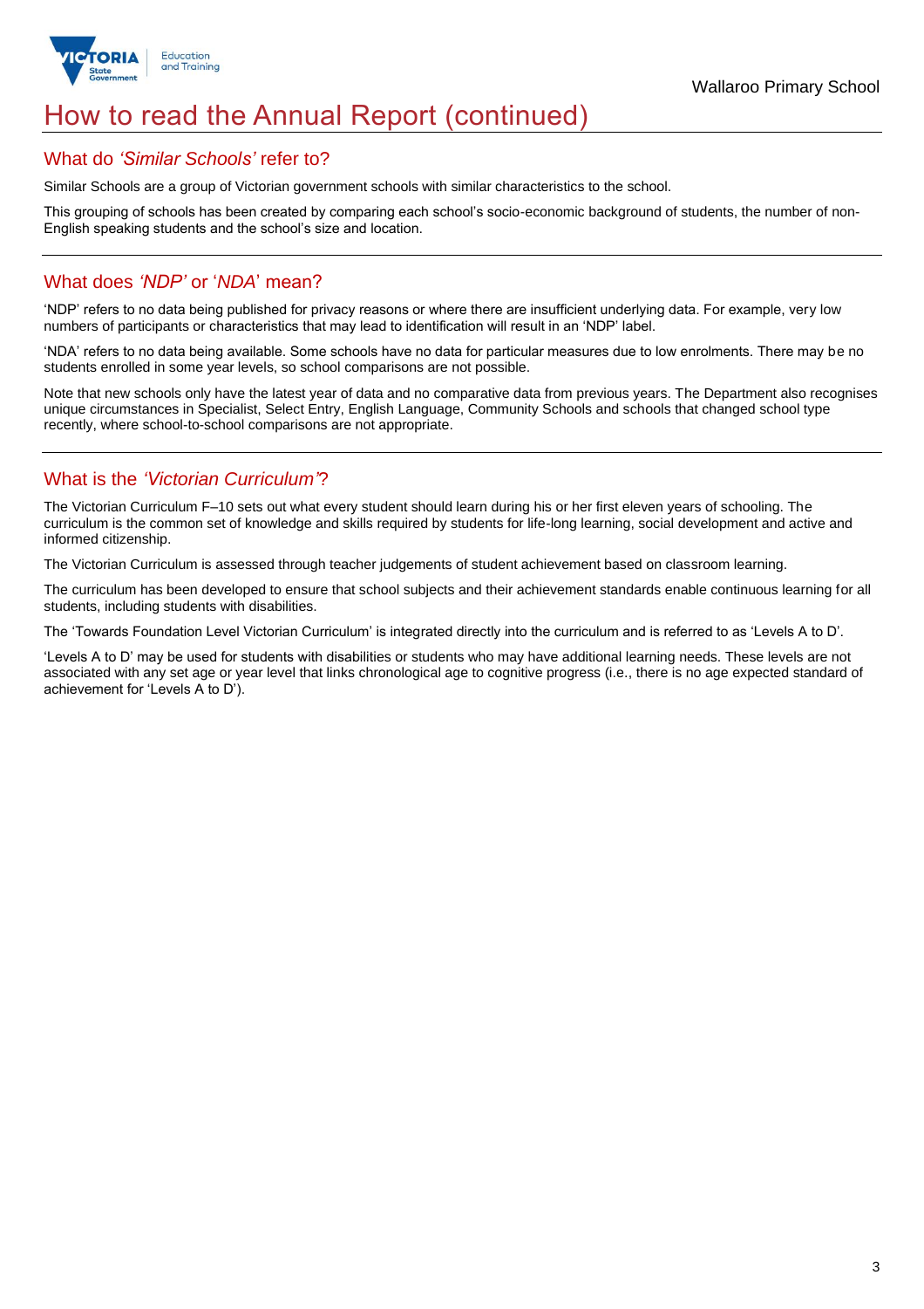# How to read the Annual Report (continued)

## What do *'Similar Schools'* refer to?

Similar Schools are a group of Victorian government schools with similar characteristics to the school.

This grouping of schools has been created by comparing each school's socio-economic background of students, the number of non-English speaking students and the school's size and location.

## What does *'NDP'* or '*NDA*' mean?

'NDP' refers to no data being published for privacy reasons or where there are insufficient underlying data. For example, very low numbers of participants or characteristics that may lead to identification will result in an 'NDP' label.

'NDA' refers to no data being available. Some schools have no data for particular measures due to low enrolments. There may be no students enrolled in some year levels, so school comparisons are not possible.

Note that new schools only have the latest year of data and no comparative data from previous years. The Department also recognises unique circumstances in Specialist, Select Entry, English Language, Community Schools and schools that changed school type recently, where school-to-school comparisons are not appropriate.

## What is the *'Victorian Curriculum'*?

The Victorian Curriculum F–10 sets out what every student should learn during his or her first eleven years of schooling. The curriculum is the common set of knowledge and skills required by students for life-long learning, social development and active and informed citizenship.

The Victorian Curriculum is assessed through teacher judgements of student achievement based on classroom learning.

The curriculum has been developed to ensure that school subjects and their achievement standards enable continuous learning for all students, including students with disabilities.

The 'Towards Foundation Level Victorian Curriculum' is integrated directly into the curriculum and is referred to as 'Levels A to D'.

'Levels A to D' may be used for students with disabilities or students who may have additional learning needs. These levels are not associated with any set age or year level that links chronological age to cognitive progress (i.e., there is no age expected standard of achievement for 'Levels A to D').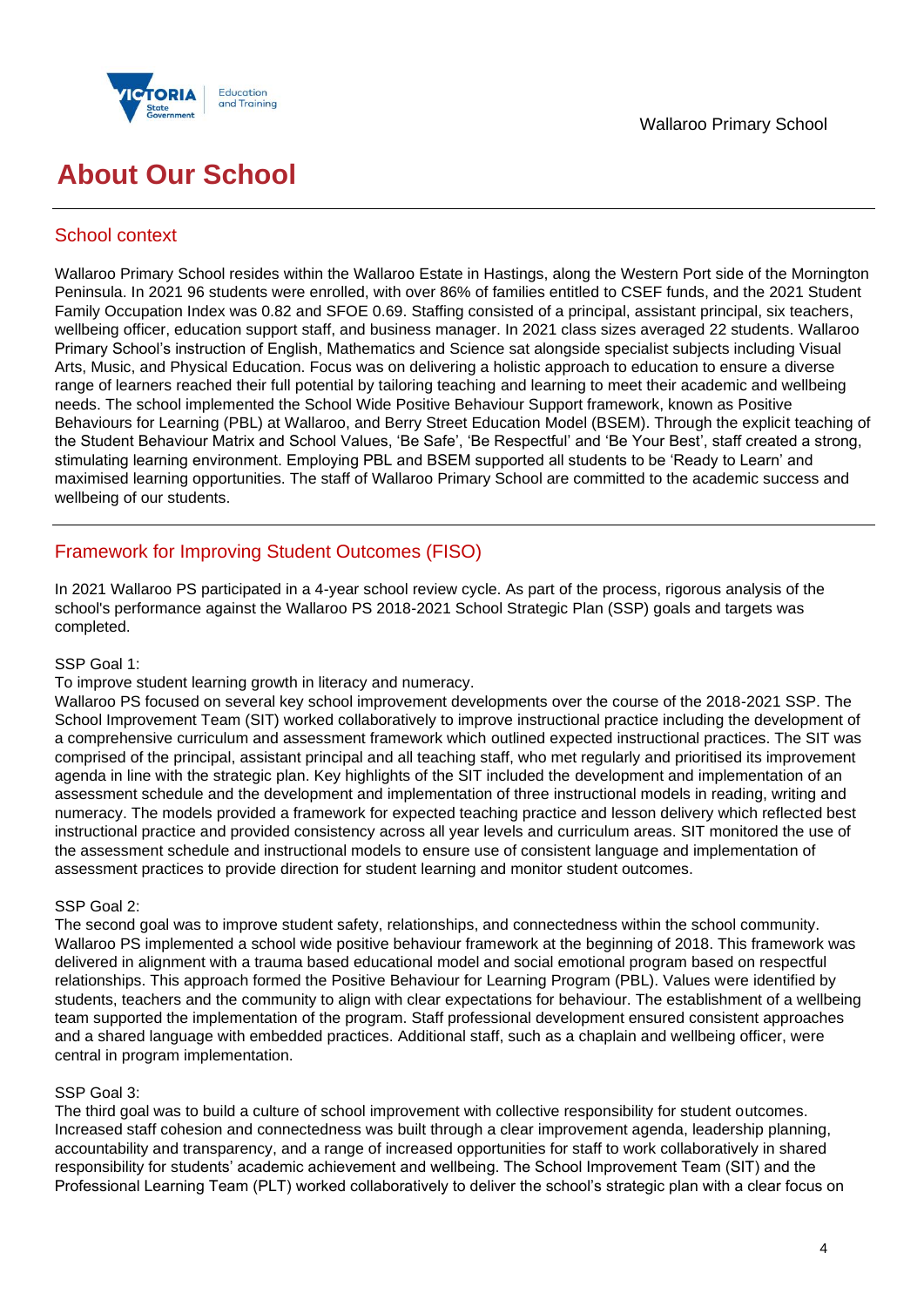# About Our School

## School context

Wallaroo Primary School resides within the Wallaroo Estate in Hastings, along the Western Port side of the Mornington Peninsula. In 2021 96 students were enrolled, with over 86% of families entitled to CSEF funds, and the 2021 Student Family Occupation Index was 0.82 and SFOE 0.69. Staffing consisted of a principal, assistant principal, six teachers, wellbeing officer, education support staff, and business manager. In 2021 class sizes averaged 22 students. Wallaroo Primary School's instruction of English, Mathematics and Science sat alongside specialist subjects including Visual Arts, Music, and Physical Education. Focus was on delivering a holistic approach to education to ensure a diverse range of learners reached their full potential by tailoring teaching and learning to meet their academic and wellbeing needs. The school implemented the School Wide Positive Behaviour Support framework, known as Positive Behaviours for Learning (PBL) at Wallaroo, and Berry Street Education Model (BSEM). Through the explicit teaching of the Student Behaviour Matrix and School Values, 'Be Safe', 'Be Respectful' and 'Be Your Best', staff created a strong, stimulating learning environment. Employing PBL and BSEM supported all students to be 'Ready to Learn' and maximised learning opportunities. The staff of Wallaroo Primary School are committed to the academic success and wellbeing of our students.

## Framework for Improving Student Outcomes (FISO)

In 2021 Wallaroo PS participated in a 4-year school review cycle. As part of the process, rigorous analysis of the school's performance against the Wallaroo PS 2018-2021 School Strategic Plan (SSP) goals and targets was completed.

SSP Goal 1:
To improve student learning growth in literacy and numeracy.
Wallaroo PS focused on several key school improvement developments over the course of the 2018-2021 SSP. The School Improvement Team (SIT) worked collaboratively to improve instructional practice including the development of a comprehensive curriculum and assessment framework which outlined expected instructional practices. The SIT was comprised of the principal, assistant principal and all teaching staff, who met regularly and prioritised its improvement agenda in line with the strategic plan. Key highlights of the SIT included the development and implementation of an assessment schedule and the development and implementation of three instructional models in reading, writing and numeracy. The models provided a framework for expected teaching practice and lesson delivery which reflected best instructional practice and provided consistency across all year levels and curriculum areas. SIT monitored the use of the assessment schedule and instructional models to ensure use of consistent language and implementation of assessment practices to provide direction for student learning and monitor student outcomes.

SSP Goal 2:
The second goal was to improve student safety, relationships, and connectedness within the school community. Wallaroo PS implemented a school wide positive behaviour framework at the beginning of 2018. This framework was delivered in alignment with a trauma based educational model and social emotional program based on respectful relationships. This approach formed the Positive Behaviour for Learning Program (PBL). Values were identified by students, teachers and the community to align with clear expectations for behaviour. The establishment of a wellbeing team supported the implementation of the program. Staff professional development ensured consistent approaches and a shared language with embedded practices. Additional staff, such as a chaplain and wellbeing officer, were central in program implementation.

SSP Goal 3:
The third goal was to build a culture of school improvement with collective responsibility for student outcomes. Increased staff cohesion and connectedness was built through a clear improvement agenda, leadership planning, accountability and transparency, and a range of increased opportunities for staff to work collaboratively in shared responsibility for students' academic achievement and wellbeing. The School Improvement Team (SIT) and the Professional Learning Team (PLT) worked collaboratively to deliver the school's strategic plan with a clear focus on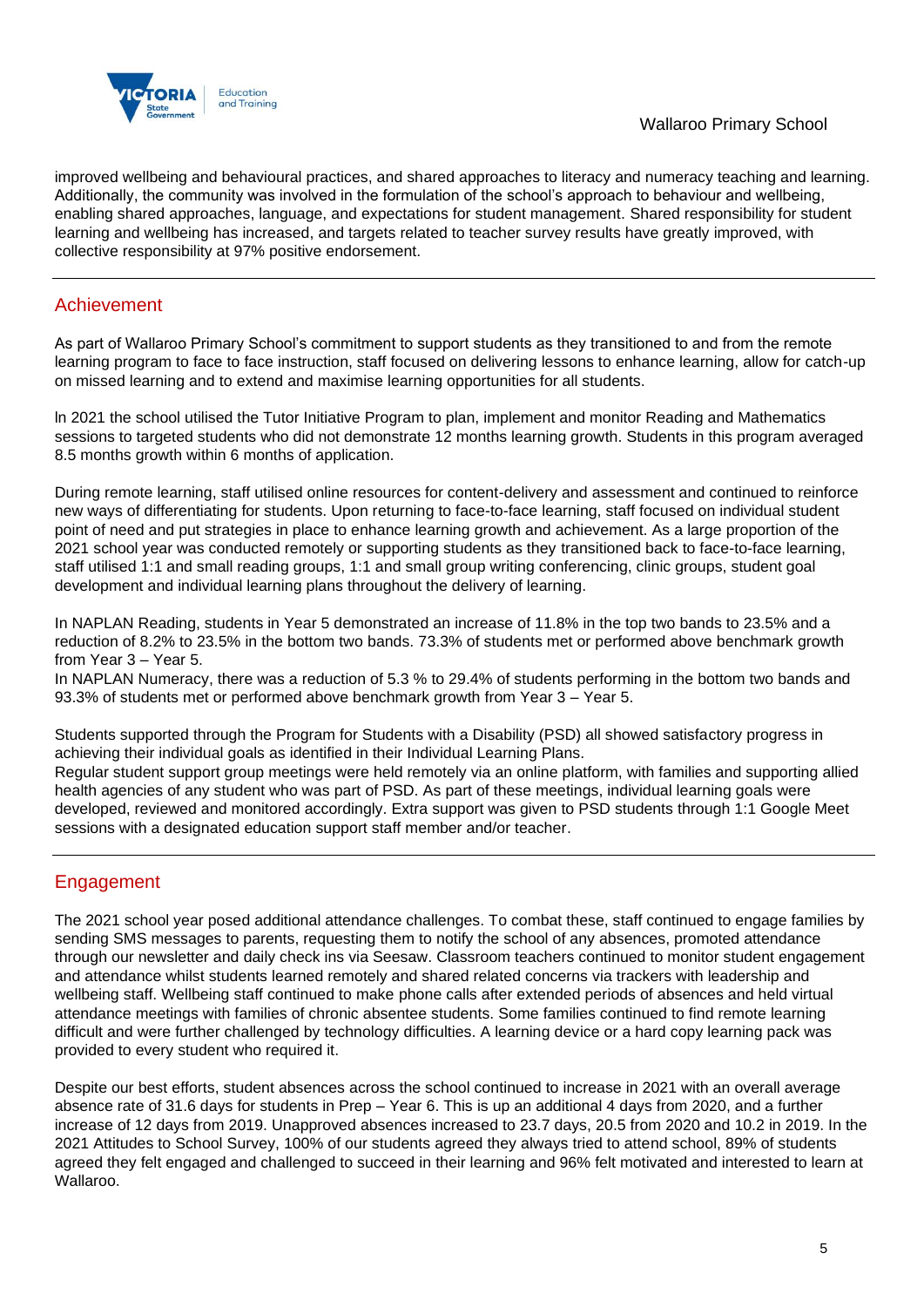improved wellbeing and behavioural practices, and shared approaches to literacy and numeracy teaching and learning. Additionally, the community was involved in the formulation of the school's approach to behaviour and wellbeing, enabling shared approaches, language, and expectations for student management. Shared responsibility for student learning and wellbeing has increased, and targets related to teacher survey results have greatly improved, with collective responsibility at 97% positive endorsement.

## Achievement

As part of Wallaroo Primary School's commitment to support students as they transitioned to and from the remote learning program to face to face instruction, staff focused on delivering lessons to enhance learning, allow for catch-up on missed learning and to extend and maximise learning opportunities for all students.

In 2021 the school utilised the Tutor Initiative Program to plan, implement and monitor Reading and Mathematics sessions to targeted students who did not demonstrate 12 months learning growth. Students in this program averaged 8.5 months growth within 6 months of application.

During remote learning, staff utilised online resources for content-delivery and assessment and continued to reinforce new ways of differentiating for students. Upon returning to face-to-face learning, staff focused on individual student point of need and put strategies in place to enhance learning growth and achievement. As a large proportion of the 2021 school year was conducted remotely or supporting students as they transitioned back to face-to-face learning, staff utilised 1:1 and small reading groups, 1:1 and small group writing conferencing, clinic groups, student goal development and individual learning plans throughout the delivery of learning.

In NAPLAN Reading, students in Year 5 demonstrated an increase of 11.8% in the top two bands to 23.5% and a reduction of 8.2% to 23.5% in the bottom two bands. 73.3% of students met or performed above benchmark growth from Year 3 – Year 5.
In NAPLAN Numeracy, there was a reduction of 5.3 % to 29.4% of students performing in the bottom two bands and 93.3% of students met or performed above benchmark growth from Year 3 – Year 5.

Students supported through the Program for Students with a Disability (PSD) all showed satisfactory progress in achieving their individual goals as identified in their Individual Learning Plans.
Regular student support group meetings were held remotely via an online platform, with families and supporting allied health agencies of any student who was part of PSD. As part of these meetings, individual learning goals were developed, reviewed and monitored accordingly. Extra support was given to PSD students through 1:1 Google Meet sessions with a designated education support staff member and/or teacher.

## Engagement

The 2021 school year posed additional attendance challenges. To combat these, staff continued to engage families by sending SMS messages to parents, requesting them to notify the school of any absences, promoted attendance through our newsletter and daily check ins via Seesaw. Classroom teachers continued to monitor student engagement and attendance whilst students learned remotely and shared related concerns via trackers with leadership and wellbeing staff. Wellbeing staff continued to make phone calls after extended periods of absences and held virtual attendance meetings with families of chronic absentee students. Some families continued to find remote learning difficult and were further challenged by technology difficulties. A learning device or a hard copy learning pack was provided to every student who required it.

Despite our best efforts, student absences across the school continued to increase in 2021 with an overall average absence rate of 31.6 days for students in Prep – Year 6. This is up an additional 4 days from 2020, and a further increase of 12 days from 2019. Unapproved absences increased to 23.7 days, 20.5 from 2020 and 10.2 in 2019. In the 2021 Attitudes to School Survey, 100% of our students agreed they always tried to attend school, 89% of students agreed they felt engaged and challenged to succeed in their learning and 96% felt motivated and interested to learn at Wallaroo.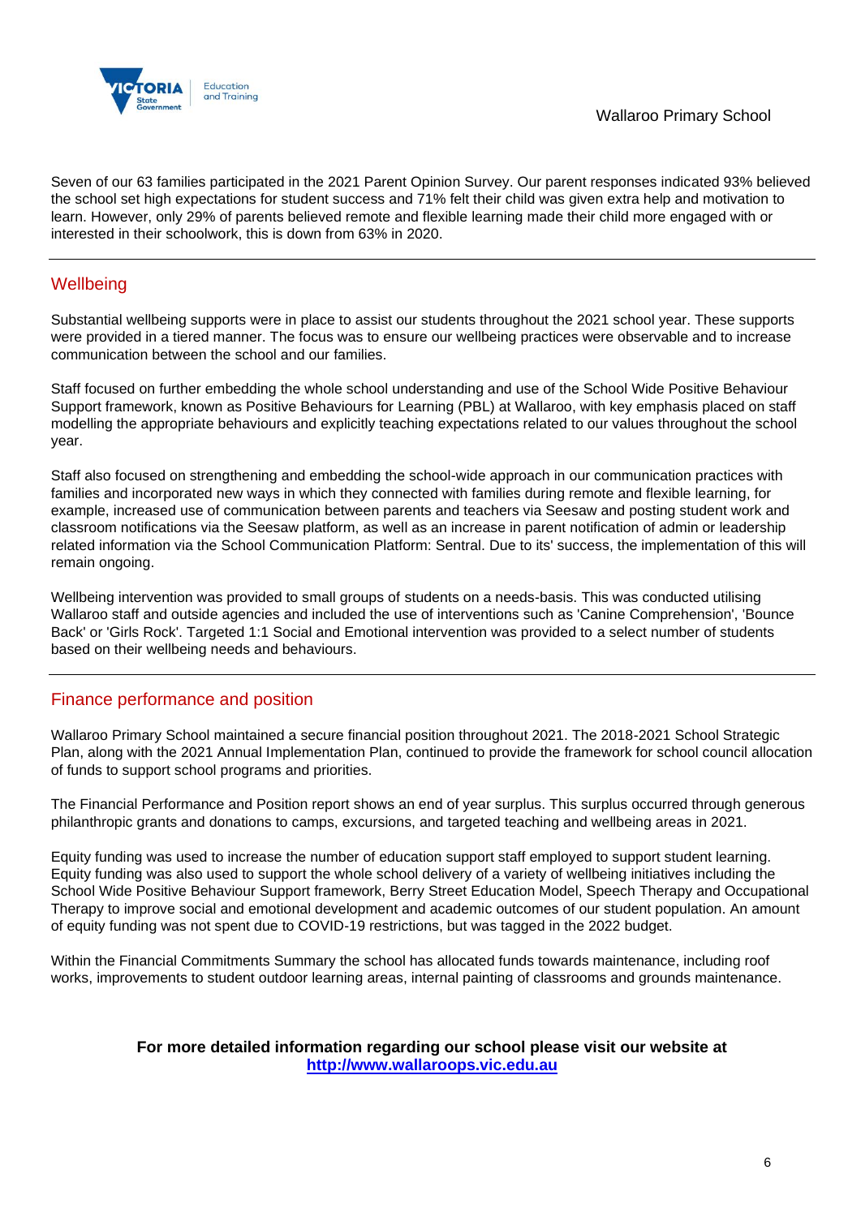Seven of our 63 families participated in the 2021 Parent Opinion Survey. Our parent responses indicated 93% believed the school set high expectations for student success and 71% felt their child was given extra help and motivation to learn. However, only 29% of parents believed remote and flexible learning made their child more engaged with or interested in their schoolwork, this is down from 63% in 2020.

## Wellbeing

Substantial wellbeing supports were in place to assist our students throughout the 2021 school year. These supports were provided in a tiered manner. The focus was to ensure our wellbeing practices were observable and to increase communication between the school and our families.

Staff focused on further embedding the whole school understanding and use of the School Wide Positive Behaviour Support framework, known as Positive Behaviours for Learning (PBL) at Wallaroo, with key emphasis placed on staff modelling the appropriate behaviours and explicitly teaching expectations related to our values throughout the school year.

Staff also focused on strengthening and embedding the school-wide approach in our communication practices with families and incorporated new ways in which they connected with families during remote and flexible learning, for example, increased use of communication between parents and teachers via Seesaw and posting student work and classroom notifications via the Seesaw platform, as well as an increase in parent notification of admin or leadership related information via the School Communication Platform: Sentral. Due to its' success, the implementation of this will remain ongoing.

Wellbeing intervention was provided to small groups of students on a needs-basis. This was conducted utilising Wallaroo staff and outside agencies and included the use of interventions such as 'Canine Comprehension', 'Bounce Back' or 'Girls Rock'. Targeted 1:1 Social and Emotional intervention was provided to a select number of students based on their wellbeing needs and behaviours.

## Finance performance and position

Wallaroo Primary School maintained a secure financial position throughout 2021. The 2018-2021 School Strategic Plan, along with the 2021 Annual Implementation Plan, continued to provide the framework for school council allocation of funds to support school programs and priorities.

The Financial Performance and Position report shows an end of year surplus. This surplus occurred through generous philanthropic grants and donations to camps, excursions, and targeted teaching and wellbeing areas in 2021.

Equity funding was used to increase the number of education support staff employed to support student learning. Equity funding was also used to support the whole school delivery of a variety of wellbeing initiatives including the School Wide Positive Behaviour Support framework, Berry Street Education Model, Speech Therapy and Occupational Therapy to improve social and emotional development and academic outcomes of our student population. An amount of equity funding was not spent due to COVID-19 restrictions, but was tagged in the 2022 budget.

Within the Financial Commitments Summary the school has allocated funds towards maintenance, including roof works, improvements to student outdoor learning areas, internal painting of classrooms and grounds maintenance.

**For more detailed information regarding our school please visit our website at [http://www.wallaroops.vic.edu.au](http://www.wallaroops.vic.edu.au)**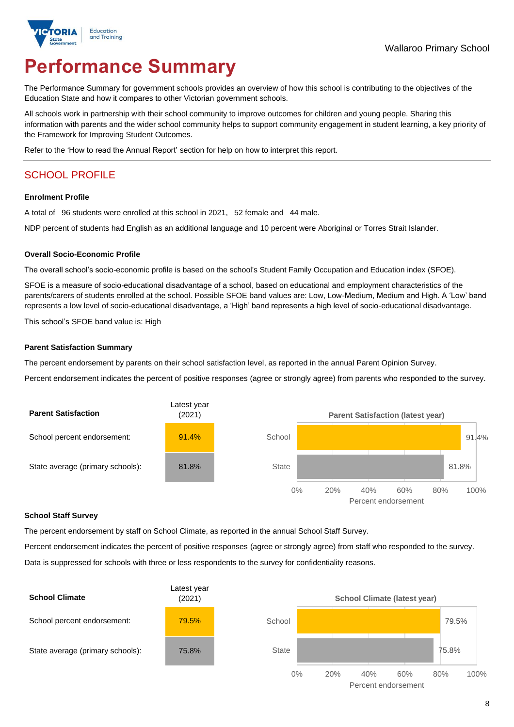Wallaroo Primary School

# Performance Summary

The Performance Summary for government schools provides an overview of how this school is contributing to the objectives of the Education State and how it compares to other Victorian government schools.

All schools work in partnership with their school community to improve outcomes for children and young people. Sharing this information with parents and the wider school community helps to support community engagement in student learning, a key priority of the Framework for Improving Student Outcomes.

Refer to the 'How to read the Annual Report' section for help on how to interpret this report.

## SCHOOL PROFILE

### Enrolment Profile

A total of 96 students were enrolled at this school in 2021, 52 female and 44 male.

NDP percent of students had English as an additional language and 10 percent were Aboriginal or Torres Strait Islander.

### Overall Socio-Economic Profile

The overall school's socio-economic profile is based on the school's Student Family Occupation and Education index (SFOE).

SFOE is a measure of socio-educational disadvantage of a school, based on educational and employment characteristics of the parents/carers of students enrolled at the school. Possible SFOE band values are: Low, Low-Medium, Medium and High. A 'Low' band represents a low level of socio-educational disadvantage, a 'High' band represents a high level of socio-educational disadvantage.

This school's SFOE band value is: High

### Parent Satisfaction Summary

The percent endorsement by parents on their school satisfaction level, as reported in the annual Parent Opinion Survey.

Percent endorsement indicates the percent of positive responses (agree or strongly agree) from parents who responded to the survey.

| Parent Satisfaction | Latest year (2021) |
|---|---|
| School percent endorsement: | 91.4% |
| State average (primary schools): | 81.8% |

**Parent Satisfaction (latest year)**

| | Percent endorsement |
|---|---|
| School | 91.4% |
| State | 81.8% |

### School Staff Survey

The percent endorsement by staff on School Climate, as reported in the annual School Staff Survey.

Percent endorsement indicates the percent of positive responses (agree or strongly agree) from staff who responded to the survey.

Data is suppressed for schools with three or less respondents to the survey for confidentiality reasons.

| School Climate | Latest year (2021) |
|---|---|
| School percent endorsement: | 79.5% |
| State average (primary schools): | 75.8% |

**School Climate (latest year)**

| | Percent endorsement |
|---|---|
| School | 79.5% |
| State | 75.8% |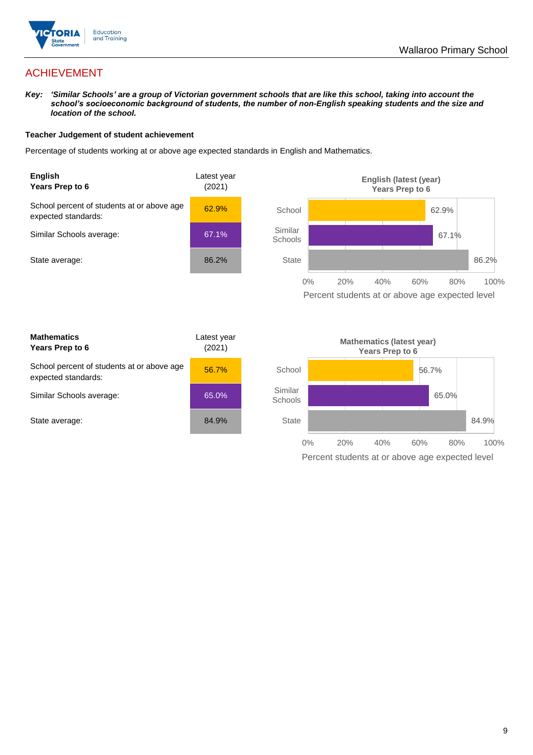## ACHIEVEMENT

***Key:*** ***'Similar Schools' are a group of Victorian government schools that are like this school, taking into account the school's socioeconomic background of students, the number of non-English speaking students and the size and location of the school.***

### Teacher Judgement of student achievement

Percentage of students working at or above age expected standards in English and Mathematics.

| **English**<br>**Years Prep to 6** | Latest year (2021) |
|---|---|
| School percent of students at or above age expected standards: | 62.9% |
| Similar Schools average: | 67.1% |
| State average: | 86.2% |

**English (latest (year) Years Prep to 6**

| | Percent students at or above age expected level |
|---|---|
| School | 62.9% |
| Similar Schools | 67.1% |
| State | 86.2% |

| **Mathematics**<br>**Years Prep to 6** | Latest year (2021) |
|---|---|
| School percent of students at or above age expected standards: | 56.7% |
| Similar Schools average: | 65.0% |
| State average: | 84.9% |

**Mathematics (latest year) Years Prep to 6**

| | Percent students at or above age expected level |
|---|---|
| School | 56.7% |
| Similar Schools | 65.0% |
| State | 84.9% |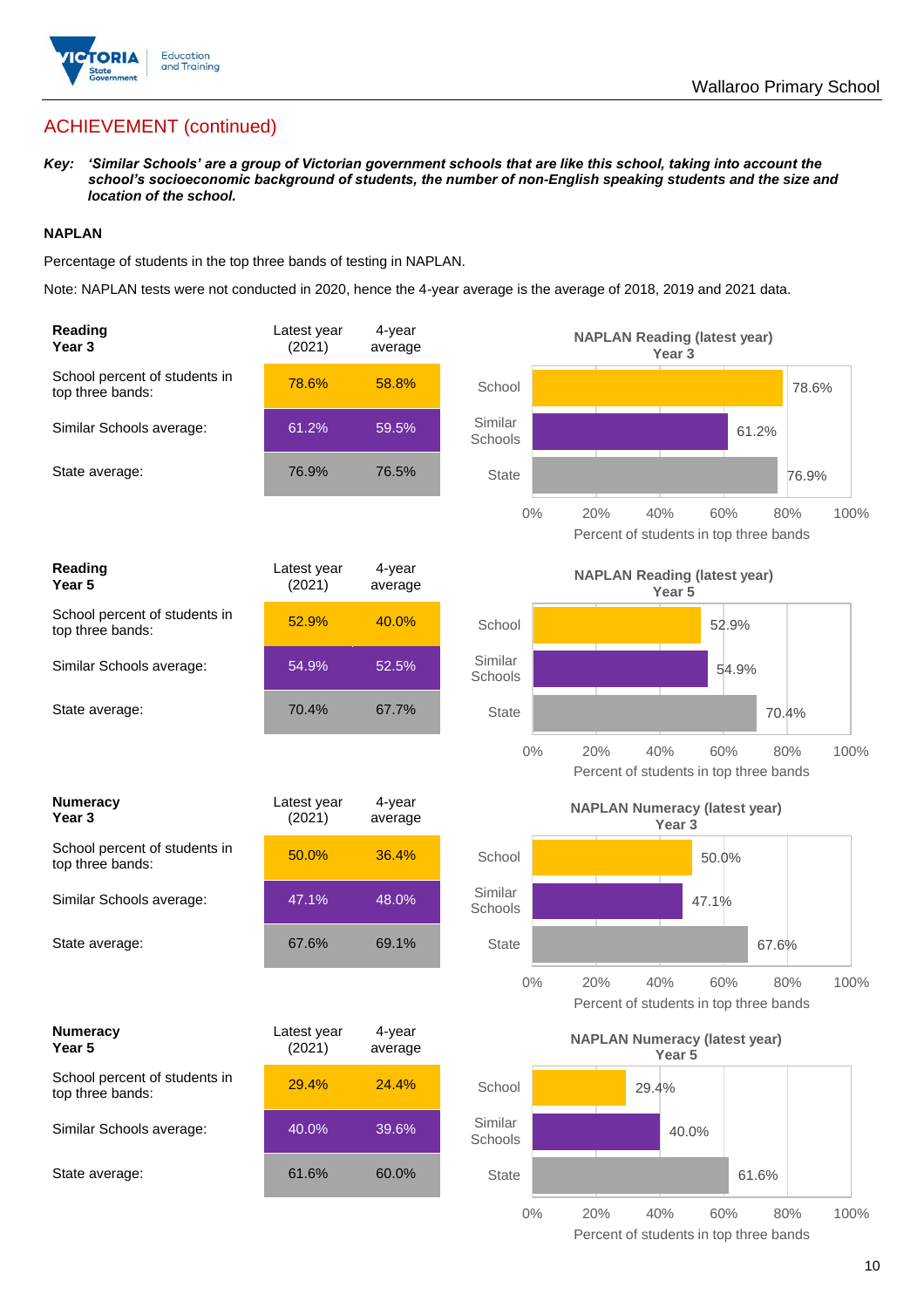Wallaroo Primary School

## ACHIEVEMENT (continued)

***Key:* *'Similar Schools' are a group of Victorian government schools that are like this school, taking into account the school's socioeconomic background of students, the number of non-English speaking students and the size and location of the school.***

### NAPLAN

Percentage of students in the top three bands of testing in NAPLAN.

Note: NAPLAN tests were not conducted in 2020, hence the 4-year average is the average of 2018, 2019 and 2021 data.

| **Reading Year 3** | Latest year (2021) | 4-year average |
|---|---|---|
| School percent of students in top three bands: | 78.6% | 58.8% |
| Similar Schools average: | 61.2% | 59.5% |
| State average: | 76.9% | 76.5% |

**NAPLAN Reading (latest year) Year 3**

School 78.6%; Similar Schools 61.2%; State 76.9%

Percent of students in top three bands

| **Reading Year 5** | Latest year (2021) | 4-year average |
|---|---|---|
| School percent of students in top three bands: | 52.9% | 40.0% |
| Similar Schools average: | 54.9% | 52.5% |
| State average: | 70.4% | 67.7% |

**NAPLAN Reading (latest year) Year 5**

School 52.9%; Similar Schools 54.9%; State 70.4%

Percent of students in top three bands

| **Numeracy Year 3** | Latest year (2021) | 4-year average |
|---|---|---|
| School percent of students in top three bands: | 50.0% | 36.4% |
| Similar Schools average: | 47.1% | 48.0% |
| State average: | 67.6% | 69.1% |

**NAPLAN Numeracy (latest year) Year 3**

School 50.0%; Similar Schools 47.1%; State 67.6%

Percent of students in top three bands

| **Numeracy Year 5** | Latest year (2021) | 4-year average |
|---|---|---|
| School percent of students in top three bands: | 29.4% | 24.4% |
| Similar Schools average: | 40.0% | 39.6% |
| State average: | 61.6% | 60.0% |

**NAPLAN Numeracy (latest year) Year 5**

School 29.4%; Similar Schools 40.0%; State 61.6%

Percent of students in top three bands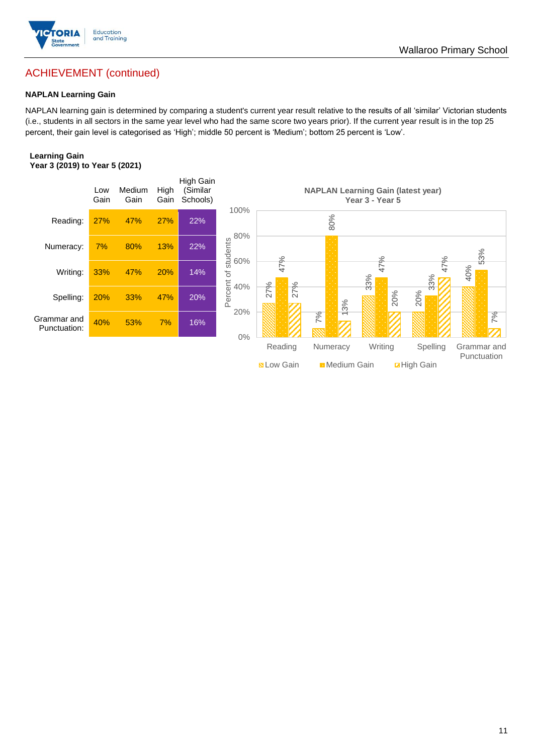## ACHIEVEMENT (continued)

### NAPLAN Learning Gain

NAPLAN learning gain is determined by comparing a student's current year result relative to the results of all 'similar' Victorian students (i.e., students in all sectors in the same year level who had the same score two years prior). If the current year result is in the top 25 percent, their gain level is categorised as 'High'; middle 50 percent is 'Medium'; bottom 25 percent is 'Low'.

**Learning Gain**
**Year 3 (2019) to Year 5 (2021)**

| | Low Gain | Medium Gain | High Gain | High Gain (Similar Schools) |
|---|---|---|---|---|
| Reading: | 27% | 47% | 27% | 22% |
| Numeracy: | 7% | 80% | 13% | 22% |
| Writing: | 33% | 47% | 20% | 14% |
| Spelling: | 20% | 33% | 47% | 20% |
| Grammar and Punctuation: | 40% | 53% | 7% | 16% |

**NAPLAN Learning Gain (latest year)**
**Year 3 - Year 5**

| | Low Gain | Medium Gain | High Gain |
|---|---|---|---|
| Reading | 27% | 47% | 27% |
| Numeracy | 7% | 80% | 13% |
| Writing | 33% | 47% | 20% |
| Spelling | 20% | 33% | 47% |
| Grammar and Punctuation | 40% | 53% | 7% |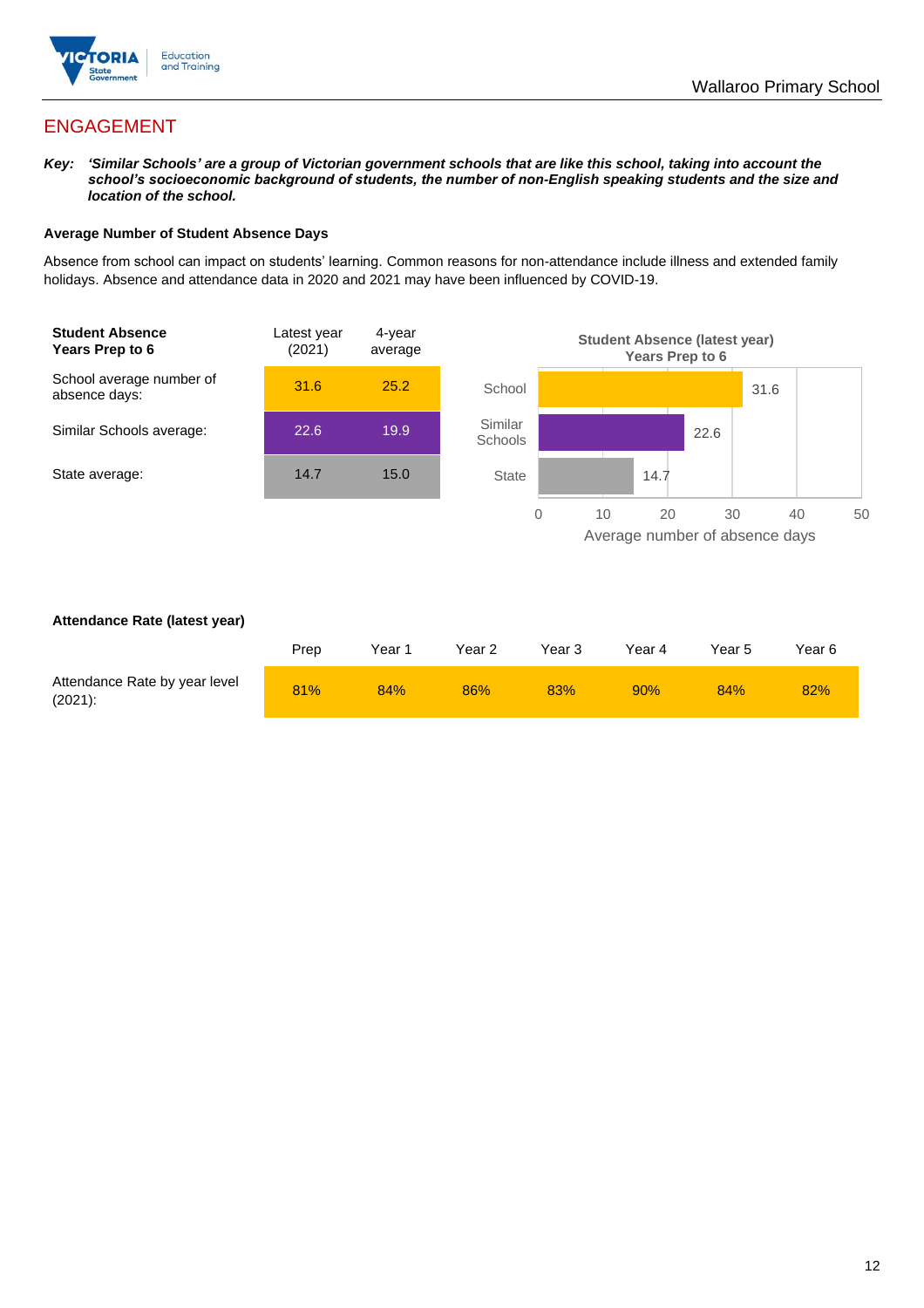## ENGAGEMENT

***Key:*** ***'Similar Schools' are a group of Victorian government schools that are like this school, taking into account the school's socioeconomic background of students, the number of non-English speaking students and the size and location of the school.***

**Average Number of Student Absence Days**

Absence from school can impact on students' learning. Common reasons for non-attendance include illness and extended family holidays. Absence and attendance data in 2020 and 2021 may have been influenced by COVID-19.

| **Student Absence Years Prep to 6** | Latest year (2021) | 4-year average |
|---|---|---|
| School average number of absence days: | 31.6 | 25.2 |
| Similar Schools average: | 22.6 | 19.9 |
| State average: | 14.7 | 15.0 |

**Student Absence (latest year) Years Prep to 6**

| | Average number of absence days |
|---|---|
| School | 31.6 |
| Similar Schools | 22.6 |
| State | 14.7 |

**Attendance Rate (latest year)**

| | Prep | Year 1 | Year 2 | Year 3 | Year 4 | Year 5 | Year 6 |
|---|---|---|---|---|---|---|---|
| Attendance Rate by year level (2021): | 81% | 84% | 86% | 83% | 90% | 84% | 82% |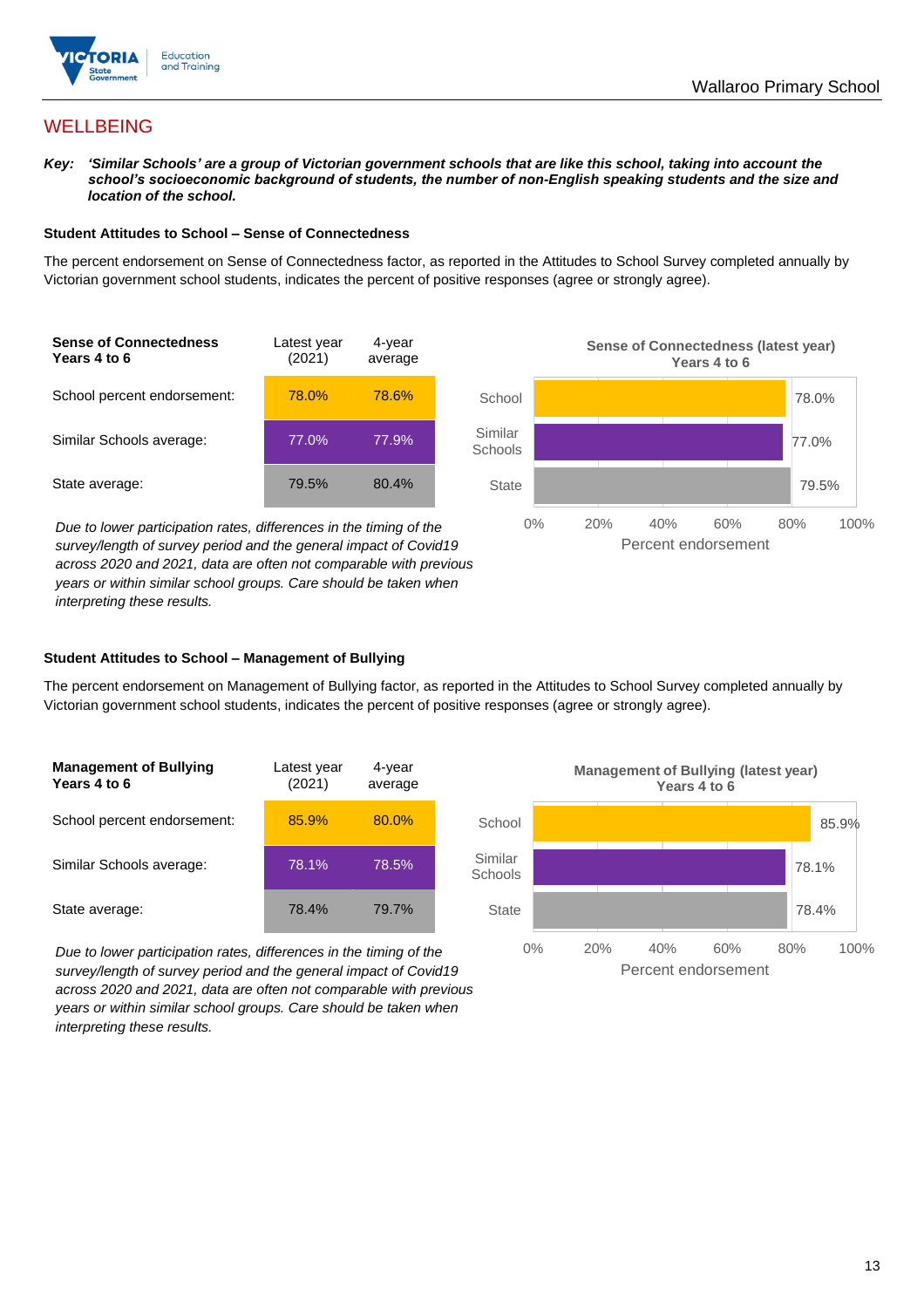# WELLBEING

***Key:*** ***'Similar Schools' are a group of Victorian government schools that are like this school, taking into account the school's socioeconomic background of students, the number of non-English speaking students and the size and location of the school.***

### Student Attitudes to School – Sense of Connectedness

The percent endorsement on Sense of Connectedness factor, as reported in the Attitudes to School Survey completed annually by Victorian government school students, indicates the percent of positive responses (agree or strongly agree).

| Sense of Connectedness Years 4 to 6 | Latest year (2021) | 4-year average |
|---|---|---|
| School percent endorsement: | 78.0% | 78.6% |
| Similar Schools average: | 77.0% | 77.9% |
| State average: | 79.5% | 80.4% |

*Due to lower participation rates, differences in the timing of the survey/length of survey period and the general impact of Covid19 across 2020 and 2021, data are often not comparable with previous years or within similar school groups. Care should be taken when interpreting these results.*

**Sense of Connectedness (latest year) Years 4 to 6**

| | Percent endorsement |
|---|---|
| School | 78.0% |
| Similar Schools | 77.0% |
| State | 79.5% |

### Student Attitudes to School – Management of Bullying

The percent endorsement on Management of Bullying factor, as reported in the Attitudes to School Survey completed annually by Victorian government school students, indicates the percent of positive responses (agree or strongly agree).

| Management of Bullying Years 4 to 6 | Latest year (2021) | 4-year average |
|---|---|---|
| School percent endorsement: | 85.9% | 80.0% |
| Similar Schools average: | 78.1% | 78.5% |
| State average: | 78.4% | 79.7% |

*Due to lower participation rates, differences in the timing of the survey/length of survey period and the general impact of Covid19 across 2020 and 2021, data are often not comparable with previous years or within similar school groups. Care should be taken when interpreting these results.*

**Management of Bullying (latest year) Years 4 to 6**

| | Percent endorsement |
|---|---|
| School | 85.9% |
| Similar Schools | 78.1% |
| State | 78.4% |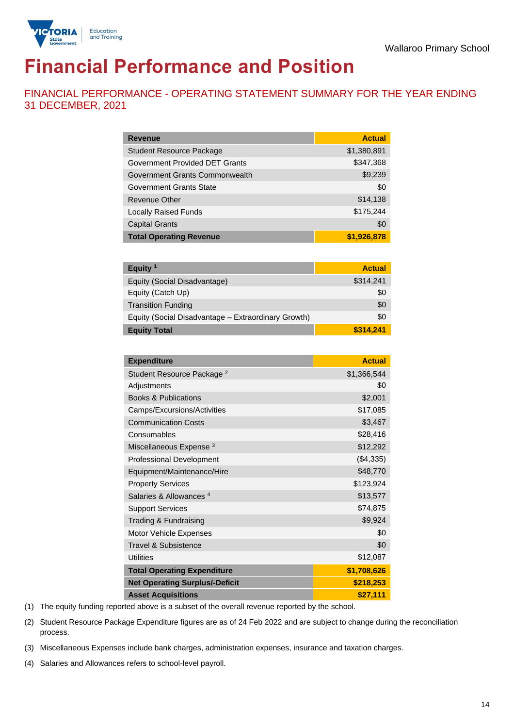# Financial Performance and Position

## FINANCIAL PERFORMANCE - OPERATING STATEMENT SUMMARY FOR THE YEAR ENDING 31 DECEMBER, 2021

| Revenue | Actual |
|---|---|
| Student Resource Package | $1,380,891 |
| Government Provided DET Grants | $347,368 |
| Government Grants Commonwealth | $9,239 |
| Government Grants State | $0 |
| Revenue Other | $14,138 |
| Locally Raised Funds | $175,244 |
| Capital Grants | $0 |
| **Total Operating Revenue** | **$1,926,878** |

| Equity [1] | Actual |
|---|---|
| Equity (Social Disadvantage) | $314,241 |
| Equity (Catch Up) | $0 |
| Transition Funding | $0 |
| Equity (Social Disadvantage – Extraordinary Growth) | $0 |
| **Equity Total** | **$314,241** |

| Expenditure | Actual |
|---|---|
| Student Resource Package [2] | $1,366,544 |
| Adjustments | $0 |
| Books & Publications | $2,001 |
| Camps/Excursions/Activities | $17,085 |
| Communication Costs | $3,467 |
| Consumables | $28,416 |
| Miscellaneous Expense [3] | $12,292 |
| Professional Development | ($4,335) |
| Equipment/Maintenance/Hire | $48,770 |
| Property Services | $123,924 |
| Salaries & Allowances [4] | $13,577 |
| Support Services | $74,875 |
| Trading & Fundraising | $9,924 |
| Motor Vehicle Expenses | $0 |
| Travel & Subsistence | $0 |
| Utilities | $12,087 |
| **Total Operating Expenditure** | **$1,708,626** |
| **Net Operating Surplus/-Deficit** | **$218,253** |
| **Asset Acquisitions** | **$27,111** |

(1) The equity funding reported above is a subset of the overall revenue reported by the school.

(2) Student Resource Package Expenditure figures are as of 24 Feb 2022 and are subject to change during the reconciliation process.

(3) Miscellaneous Expenses include bank charges, administration expenses, insurance and taxation charges.

(4) Salaries and Allowances refers to school-level payroll.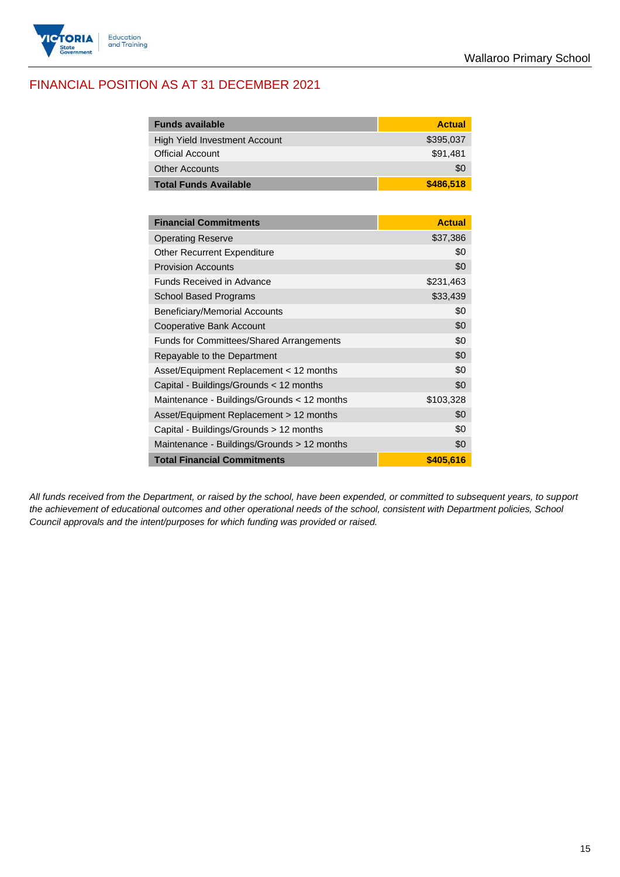# FINANCIAL POSITION AS AT 31 DECEMBER 2021

| Funds available | Actual |
| --- | --- |
| High Yield Investment Account | $395,037 |
| Official Account | $91,481 |
| Other Accounts | $0 |
| **Total Funds Available** | **$486,518** |

| Financial Commitments | Actual |
| --- | --- |
| Operating Reserve | $37,386 |
| Other Recurrent Expenditure | $0 |
| Provision Accounts | $0 |
| Funds Received in Advance | $231,463 |
| School Based Programs | $33,439 |
| Beneficiary/Memorial Accounts | $0 |
| Cooperative Bank Account | $0 |
| Funds for Committees/Shared Arrangements | $0 |
| Repayable to the Department | $0 |
| Asset/Equipment Replacement < 12 months | $0 |
| Capital - Buildings/Grounds < 12 months | $0 |
| Maintenance - Buildings/Grounds < 12 months | $103,328 |
| Asset/Equipment Replacement > 12 months | $0 |
| Capital - Buildings/Grounds > 12 months | $0 |
| Maintenance - Buildings/Grounds > 12 months | $0 |
| **Total Financial Commitments** | **$405,616** |

*All funds received from the Department, or raised by the school, have been expended, or committed to subsequent years, to support the achievement of educational outcomes and other operational needs of the school, consistent with Department policies, School Council approvals and the intent/purposes for which funding was provided or raised.*